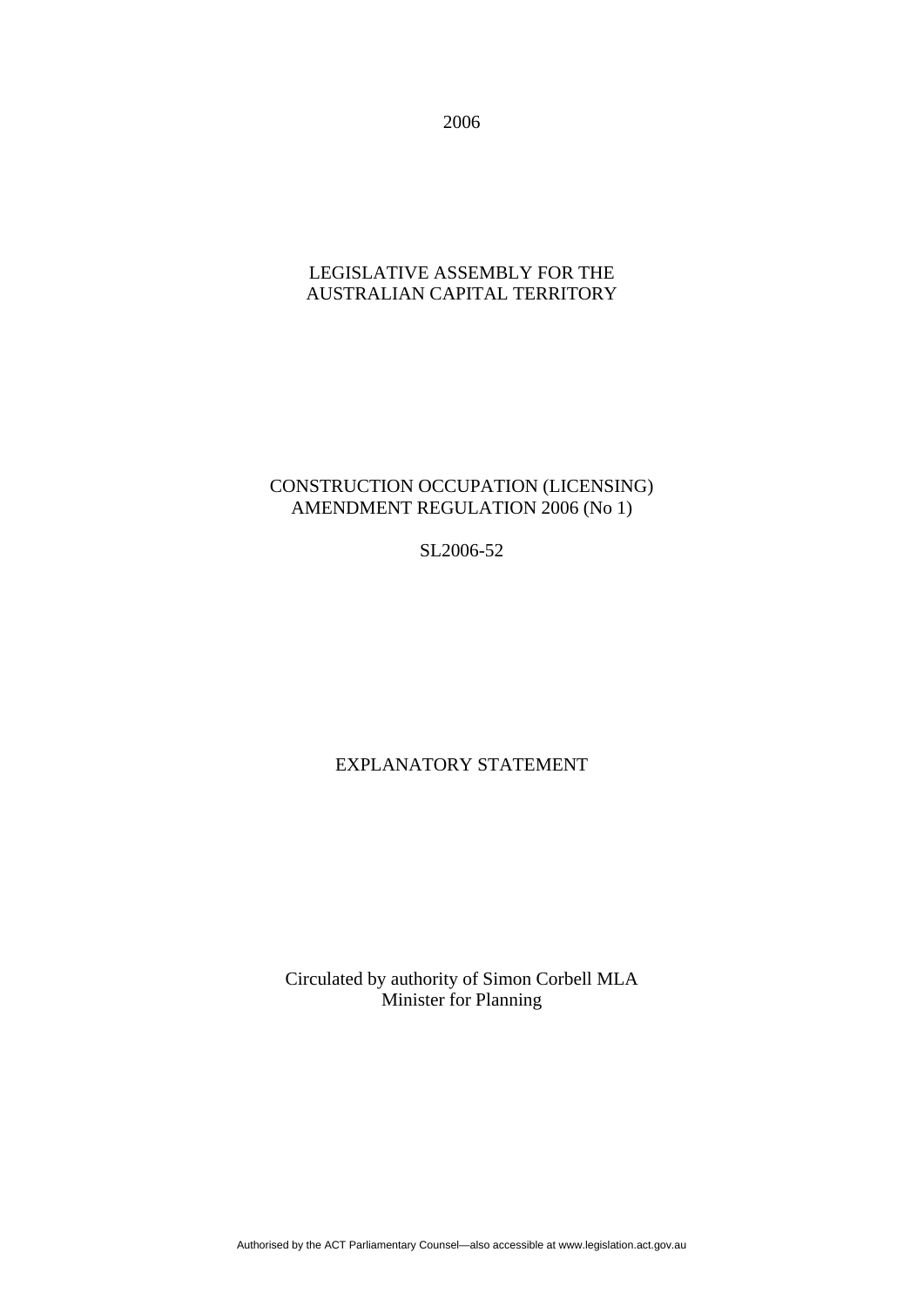2006

LEGISLATIVE ASSEMBLY FOR THE AUSTRALIAN CAPITAL TERRITORY

# CONSTRUCTION OCCUPATION (LICENSING) AMENDMENT REGULATION 2006 (No 1)

SL2006-52

## EXPLANATORY STATEMENT

Circulated by authority of Simon Corbell MLA
Minister for Planning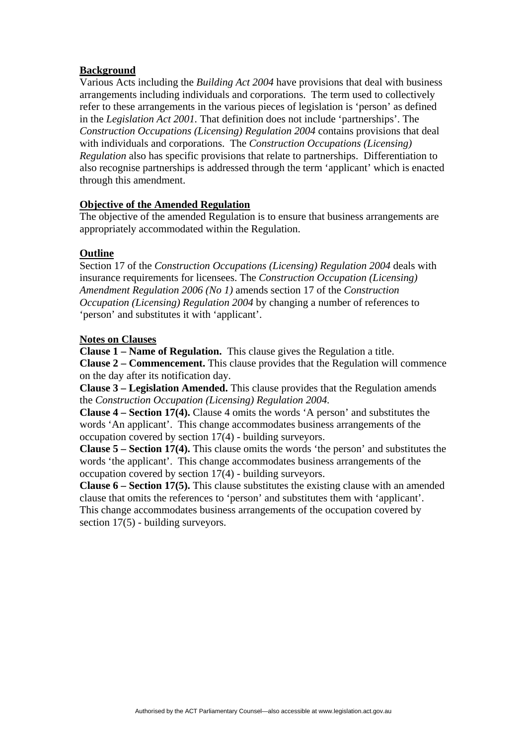**<u>Background</u>**

Various Acts including the *Building Act 2004* have provisions that deal with business arrangements including individuals and corporations. The term used to collectively refer to these arrangements in the various pieces of legislation is 'person' as defined in the *Legislation Act 2001.* That definition does not include 'partnerships'. The *Construction Occupations (Licensing) Regulation 2004* contains provisions that deal with individuals and corporations. The *Construction Occupations (Licensing) Regulation* also has specific provisions that relate to partnerships. Differentiation to also recognise partnerships is addressed through the term 'applicant' which is enacted through this amendment.

**<u>Objective of the Amended Regulation</u>**

The objective of the amended Regulation is to ensure that business arrangements are appropriately accommodated within the Regulation.

**<u>Outline</u>**

Section 17 of the *Construction Occupations (Licensing) Regulation 2004* deals with insurance requirements for licensees. The *Construction Occupation (Licensing) Amendment Regulation 2006 (No 1)* amends section 17 of the *Construction Occupation (Licensing) Regulation 2004* by changing a number of references to 'person' and substitutes it with 'applicant'.

**<u>Notes on Clauses</u>**

**Clause 1 – Name of Regulation.** This clause gives the Regulation a title.
**Clause 2 – Commencement.** This clause provides that the Regulation will commence on the day after its notification day.
**Clause 3 – Legislation Amended.** This clause provides that the Regulation amends the *Construction Occupation (Licensing) Regulation 2004.*
**Clause 4 – Section 17(4).** Clause 4 omits the words 'A person' and substitutes the words 'An applicant'. This change accommodates business arrangements of the occupation covered by section 17(4) - building surveyors.
**Clause 5 – Section 17(4).** This clause omits the words 'the person' and substitutes the words 'the applicant'. This change accommodates business arrangements of the occupation covered by section 17(4) - building surveyors.
**Clause 6 – Section 17(5).** This clause substitutes the existing clause with an amended clause that omits the references to 'person' and substitutes them with 'applicant'. This change accommodates business arrangements of the occupation covered by section 17(5) - building surveyors.